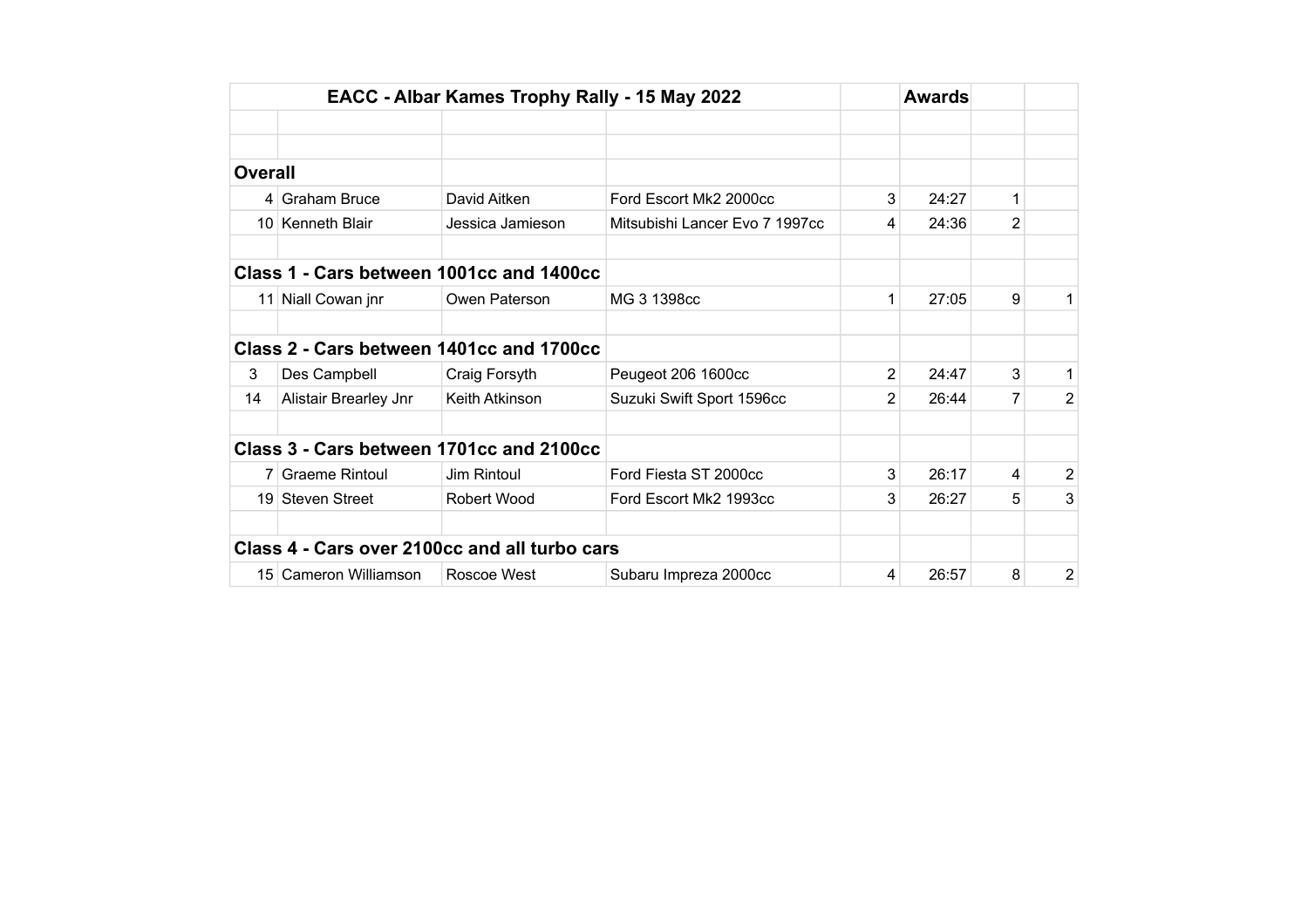| EACC - Albar Kames Trophy Rally - 15 May 2022 | | | | | Awards | | |
|---|---|---|---|---|---|---|---|
| | | | | | | | |
| | | | | | | | |
| **Overall** | | | | | | | |
| 4 | Graham Bruce | David Aitken | Ford Escort Mk2 2000cc | 3 | 24:27 | 1 | |
| 10 | Kenneth Blair | Jessica Jamieson | Mitsubishi Lancer Evo 7 1997cc | 4 | 24:36 | 2 | |
| | | | | | | | |
| **Class 1 - Cars between 1001cc and 1400cc** | | | | | | | |
| 11 | Niall Cowan jnr | Owen Paterson | MG 3 1398cc | 1 | 27:05 | 9 | 1 |
| | | | | | | | |
| **Class 2 - Cars between 1401cc and 1700cc** | | | | | | | |
| 3 | Des Campbell | Craig Forsyth | Peugeot 206 1600cc | 2 | 24:47 | 3 | 1 |
| 14 | Alistair Brearley Jnr | Keith Atkinson | Suzuki Swift Sport 1596cc | 2 | 26:44 | 7 | 2 |
| | | | | | | | |
| **Class 3 - Cars between 1701cc and 2100cc** | | | | | | | |
| 7 | Graeme Rintoul | Jim Rintoul | Ford Fiesta ST 2000cc | 3 | 26:17 | 4 | 2 |
| 19 | Steven Street | Robert Wood | Ford Escort Mk2 1993cc | 3 | 26:27 | 5 | 3 |
| | | | | | | | |
| **Class 4 - Cars over 2100cc and all turbo cars** | | | | | | | |
| 15 | Cameron Williamson | Roscoe West | Subaru Impreza 2000cc | 4 | 26:57 | 8 | 2 |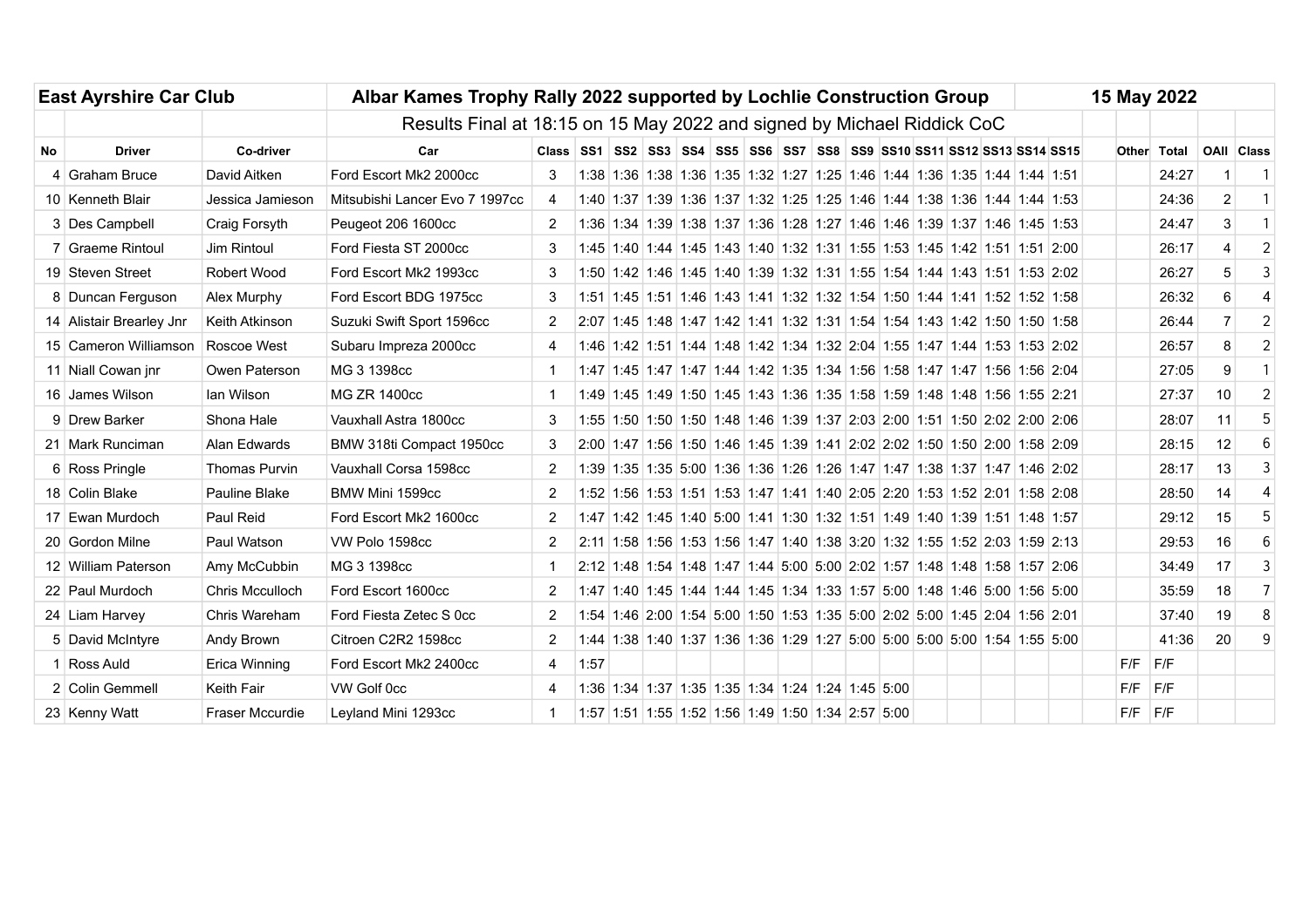| East Ayrshire Car Club | | | Albar Kames Trophy Rally 2022 supported by Lochlie Construction Group | | | | | | | | | | | | | | | | | | | | 15 May 2022 | | |
|---|---|---|---|---|---|---|---|---|---|---|---|---|---|---|---|---|---|---|---|---|---|---|---|---|---|
| | | | Results Final at 18:15 on 15 May 2022 and signed by Michael Riddick CoC | | | | | | | | | | | | | | | | | | | | | | |
| No | Driver | Co-driver | Car | Class | SS1 | SS2 | SS3 | SS4 | SS5 | SS6 | SS7 | SS8 | SS9 | SS10 | SS11 | SS12 | SS13 | SS14 | SS15 | | Other | Total | OAll | Class |
| 4 | Graham Bruce | David Aitken | Ford Escort Mk2 2000cc | 3 | 1:38 | 1:36 | 1:38 | 1:36 | 1:35 | 1:32 | 1:27 | 1:25 | 1:46 | 1:44 | 1:36 | 1:35 | 1:44 | 1:44 | 1:51 | | | 24:27 | 1 | 1 |
| 10 | Kenneth Blair | Jessica Jamieson | Mitsubishi Lancer Evo 7 1997cc | 4 | 1:40 | 1:37 | 1:39 | 1:36 | 1:37 | 1:32 | 1:25 | 1:25 | 1:46 | 1:44 | 1:38 | 1:36 | 1:44 | 1:44 | 1:53 | | | 24:36 | 2 | 1 |
| 3 | Des Campbell | Craig Forsyth | Peugeot 206 1600cc | 2 | 1:36 | 1:34 | 1:39 | 1:38 | 1:37 | 1:36 | 1:28 | 1:27 | 1:46 | 1:46 | 1:39 | 1:37 | 1:46 | 1:45 | 1:53 | | | 24:47 | 3 | 1 |
| 7 | Graeme Rintoul | Jim Rintoul | Ford Fiesta ST 2000cc | 3 | 1:45 | 1:40 | 1:44 | 1:45 | 1:43 | 1:40 | 1:32 | 1:31 | 1:55 | 1:53 | 1:45 | 1:42 | 1:51 | 1:51 | 2:00 | | | 26:17 | 4 | 2 |
| 19 | Steven Street | Robert Wood | Ford Escort Mk2 1993cc | 3 | 1:50 | 1:42 | 1:46 | 1:45 | 1:40 | 1:39 | 1:32 | 1:31 | 1:55 | 1:54 | 1:44 | 1:43 | 1:51 | 1:53 | 2:02 | | | 26:27 | 5 | 3 |
| 8 | Duncan Ferguson | Alex Murphy | Ford Escort BDG 1975cc | 3 | 1:51 | 1:45 | 1:51 | 1:46 | 1:43 | 1:41 | 1:32 | 1:32 | 1:54 | 1:50 | 1:44 | 1:41 | 1:52 | 1:52 | 1:58 | | | 26:32 | 6 | 4 |
| 14 | Alistair Brearley Jnr | Keith Atkinson | Suzuki Swift Sport 1596cc | 2 | 2:07 | 1:45 | 1:48 | 1:47 | 1:42 | 1:41 | 1:32 | 1:31 | 1:54 | 1:54 | 1:43 | 1:42 | 1:50 | 1:50 | 1:58 | | | 26:44 | 7 | 2 |
| 15 | Cameron Williamson | Roscoe West | Subaru Impreza 2000cc | 4 | 1:46 | 1:42 | 1:51 | 1:44 | 1:48 | 1:42 | 1:34 | 1:32 | 2:04 | 1:55 | 1:47 | 1:44 | 1:53 | 1:53 | 2:02 | | | 26:57 | 8 | 2 |
| 11 | Niall Cowan jnr | Owen Paterson | MG 3 1398cc | 1 | 1:47 | 1:45 | 1:47 | 1:47 | 1:44 | 1:42 | 1:35 | 1:34 | 1:56 | 1:58 | 1:47 | 1:47 | 1:56 | 1:56 | 2:04 | | | 27:05 | 9 | 1 |
| 16 | James Wilson | Ian Wilson | MG ZR 1400cc | 1 | 1:49 | 1:45 | 1:49 | 1:50 | 1:45 | 1:43 | 1:36 | 1:35 | 1:58 | 1:59 | 1:48 | 1:48 | 1:56 | 1:55 | 2:21 | | | 27:37 | 10 | 2 |
| 9 | Drew Barker | Shona Hale | Vauxhall Astra 1800cc | 3 | 1:55 | 1:50 | 1:50 | 1:50 | 1:48 | 1:46 | 1:39 | 1:37 | 2:03 | 2:00 | 1:51 | 1:50 | 2:02 | 2:00 | 2:06 | | | 28:07 | 11 | 5 |
| 21 | Mark Runciman | Alan Edwards | BMW 318ti Compact 1950cc | 3 | 2:00 | 1:47 | 1:56 | 1:50 | 1:46 | 1:45 | 1:39 | 1:41 | 2:02 | 2:02 | 1:50 | 1:50 | 2:00 | 1:58 | 2:09 | | | 28:15 | 12 | 6 |
| 6 | Ross Pringle | Thomas Purvin | Vauxhall Corsa 1598cc | 2 | 1:39 | 1:35 | 1:35 | 5:00 | 1:36 | 1:36 | 1:26 | 1:26 | 1:47 | 1:47 | 1:38 | 1:37 | 1:47 | 1:46 | 2:02 | | | 28:17 | 13 | 3 |
| 18 | Colin Blake | Pauline Blake | BMW Mini 1599cc | 2 | 1:52 | 1:56 | 1:53 | 1:51 | 1:53 | 1:47 | 1:41 | 1:40 | 2:05 | 2:20 | 1:53 | 1:52 | 2:01 | 1:58 | 2:08 | | | 28:50 | 14 | 4 |
| 17 | Ewan Murdoch | Paul Reid | Ford Escort Mk2 1600cc | 2 | 1:47 | 1:42 | 1:45 | 1:40 | 5:00 | 1:41 | 1:30 | 1:32 | 1:51 | 1:49 | 1:40 | 1:39 | 1:51 | 1:48 | 1:57 | | | 29:12 | 15 | 5 |
| 20 | Gordon Milne | Paul Watson | VW Polo 1598cc | 2 | 2:11 | 1:58 | 1:56 | 1:53 | 1:56 | 1:47 | 1:40 | 1:38 | 3:20 | 1:32 | 1:55 | 1:52 | 2:03 | 1:59 | 2:13 | | | 29:53 | 16 | 6 |
| 12 | William Paterson | Amy McCubbin | MG 3 1398cc | 1 | 2:12 | 1:48 | 1:54 | 1:48 | 1:47 | 1:44 | 5:00 | 5:00 | 2:02 | 1:57 | 1:48 | 1:48 | 1:58 | 1:57 | 2:06 | | | 34:49 | 17 | 3 |
| 22 | Paul Murdoch | Chris Mcculloch | Ford Escort 1600cc | 2 | 1:47 | 1:40 | 1:45 | 1:44 | 1:44 | 1:45 | 1:34 | 1:33 | 1:57 | 5:00 | 1:48 | 1:46 | 5:00 | 1:56 | 5:00 | | | 35:59 | 18 | 7 |
| 24 | Liam Harvey | Chris Wareham | Ford Fiesta Zetec S 0cc | 2 | 1:54 | 1:46 | 2:00 | 1:54 | 5:00 | 1:50 | 1:53 | 1:35 | 5:00 | 2:02 | 5:00 | 1:45 | 2:04 | 1:56 | 2:01 | | | 37:40 | 19 | 8 |
| 5 | David McIntyre | Andy Brown | Citroen C2R2 1598cc | 2 | 1:44 | 1:38 | 1:40 | 1:37 | 1:36 | 1:36 | 1:29 | 1:27 | 5:00 | 5:00 | 5:00 | 5:00 | 1:54 | 1:55 | 5:00 | | | 41:36 | 20 | 9 |
| 1 | Ross Auld | Erica Winning | Ford Escort Mk2 2400cc | 4 | 1:57 | | | | | | | | | | | | | | | | F/F | F/F | | |
| 2 | Colin Gemmell | Keith Fair | VW Golf 0cc | 4 | 1:36 | 1:34 | 1:37 | 1:35 | 1:35 | 1:34 | 1:24 | 1:24 | 1:45 | 5:00 | | | | | | | F/F | F/F | | |
| 23 | Kenny Watt | Fraser Mccurdie | Leyland Mini 1293cc | 1 | 1:57 | 1:51 | 1:55 | 1:52 | 1:56 | 1:49 | 1:50 | 1:34 | 2:57 | 5:00 | | | | | | | F/F | F/F | | |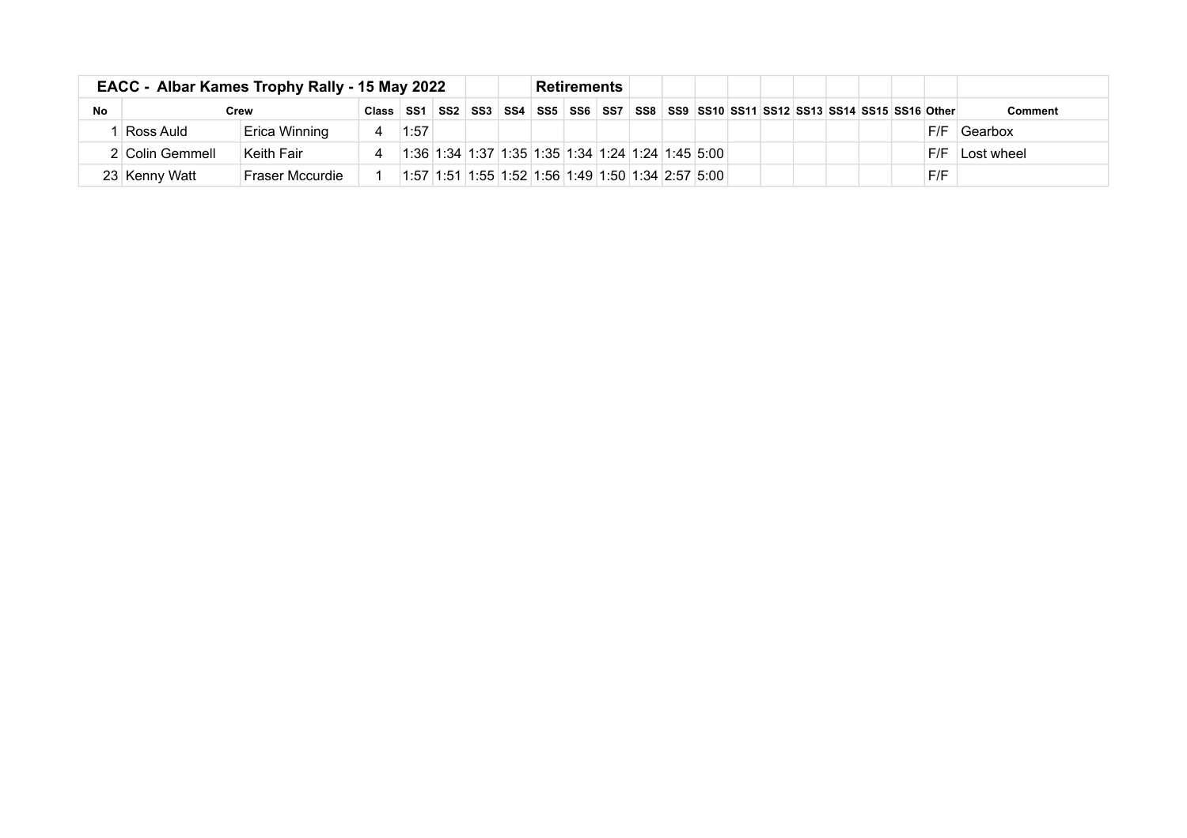| EACC - Albar Kames Trophy Rally - 15 May 2022 | | | | | | | | Retirements | | | | | | | | | | | | | |
|---|---|---|---|---|---|---|---|---|---|---|---|---|---|---|---|---|---|---|---|---|---|
| No | Crew | | Class | SS1 | SS2 | SS3 | SS4 | SS5 | SS6 | SS7 | SS8 | SS9 | SS10 | SS11 | SS12 | SS13 | SS14 | SS15 | SS16 | Other | Comment |
| 1 | Ross Auld | Erica Winning | 4 | 1:57 | | | | | | | | | | | | | | | | F/F | Gearbox |
| 2 | Colin Gemmell | Keith Fair | 4 | 1:36 | 1:34 | 1:37 | 1:35 | 1:35 | 1:34 | 1:24 | 1:24 | 1:45 | 5:00 | | | | | | | F/F | Lost wheel |
| 23 | Kenny Watt | Fraser Mccurdie | 1 | 1:57 | 1:51 | 1:55 | 1:52 | 1:56 | 1:49 | 1:50 | 1:34 | 2:57 | 5:00 | | | | | | | F/F | |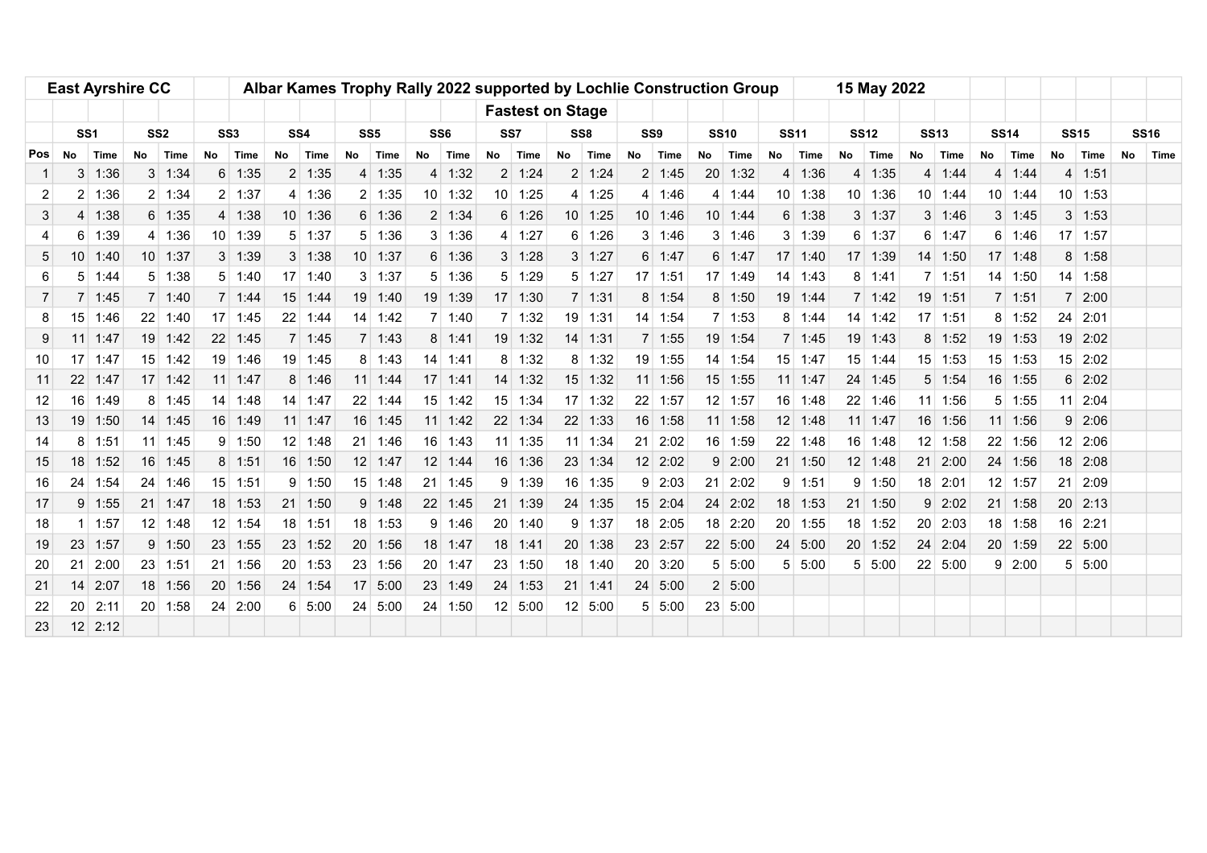| East Ayrshire CC | | | | | Albar Kames Trophy Rally 2022 supported by Lochlie Construction Group | | | | | | | | | | | | | | | | | | 15 May 2022 | | | | | | | | | | | | | |
|---|---|---|---|---|---|---|---|---|---|---|---|---|---|---|---|---|---|---|---|---|---|---|---|---|---|---|---|---|---|---|---|---|---|---|---|
| | | | | | | | | | | | | | Fastest on Stage | | | | | | | | | | | | | | | | | | | | | | |
| | SS1 | | SS2 | | SS3 | | SS4 | | SS5 | | SS6 | | SS7 | | SS8 | | SS9 | | SS10 | | SS11 | | SS12 | | SS13 | | SS14 | | SS15 | | SS16 | | | | |
| Pos | No | Time | No | Time | No | Time | No | Time | No | Time | No | Time | No | Time | No | Time | No | Time | No | Time | No | Time | No | Time | No | Time | No | Time | No | Time | No | Time | | | |
| 1 | 3 | 1:36 | 3 | 1:34 | 6 | 1:35 | 2 | 1:35 | 4 | 1:35 | 4 | 1:32 | 2 | 1:24 | 2 | 1:24 | 2 | 1:45 | 20 | 1:32 | 4 | 1:36 | 4 | 1:35 | 4 | 1:44 | 4 | 1:44 | 4 | 1:51 | | | | | |
| 2 | 2 | 1:36 | 2 | 1:34 | 2 | 1:37 | 4 | 1:36 | 2 | 1:35 | 10 | 1:32 | 10 | 1:25 | 4 | 1:25 | 4 | 1:46 | 4 | 1:44 | 10 | 1:38 | 10 | 1:36 | 10 | 1:44 | 10 | 1:44 | 10 | 1:53 | | | | | |
| 3 | 4 | 1:38 | 6 | 1:35 | 4 | 1:38 | 10 | 1:36 | 6 | 1:36 | 2 | 1:34 | 6 | 1:26 | 10 | 1:25 | 10 | 1:46 | 10 | 1:44 | 6 | 1:38 | 3 | 1:37 | 3 | 1:46 | 3 | 1:45 | 3 | 1:53 | | | | | |
| 4 | 6 | 1:39 | 4 | 1:36 | 10 | 1:39 | 5 | 1:37 | 5 | 1:36 | 3 | 1:36 | 4 | 1:27 | 6 | 1:26 | 3 | 1:46 | 3 | 1:46 | 3 | 1:39 | 6 | 1:37 | 6 | 1:47 | 6 | 1:46 | 17 | 1:57 | | | | | |
| 5 | 10 | 1:40 | 10 | 1:37 | 3 | 1:39 | 3 | 1:38 | 10 | 1:37 | 6 | 1:36 | 3 | 1:28 | 3 | 1:27 | 6 | 1:47 | 6 | 1:47 | 17 | 1:40 | 17 | 1:39 | 14 | 1:50 | 17 | 1:48 | 8 | 1:58 | | | | | |
| 6 | 5 | 1:44 | 5 | 1:38 | 5 | 1:40 | 17 | 1:40 | 3 | 1:37 | 5 | 1:36 | 5 | 1:29 | 5 | 1:27 | 17 | 1:51 | 17 | 1:49 | 14 | 1:43 | 8 | 1:41 | 7 | 1:51 | 14 | 1:50 | 14 | 1:58 | | | | | |
| 7 | 7 | 1:45 | 7 | 1:40 | 7 | 1:44 | 15 | 1:44 | 19 | 1:40 | 19 | 1:39 | 17 | 1:30 | 7 | 1:31 | 8 | 1:54 | 8 | 1:50 | 19 | 1:44 | 7 | 1:42 | 19 | 1:51 | 7 | 1:51 | 7 | 2:00 | | | | | |
| 8 | 15 | 1:46 | 22 | 1:40 | 17 | 1:45 | 22 | 1:44 | 14 | 1:42 | 7 | 1:40 | 7 | 1:32 | 19 | 1:31 | 14 | 1:54 | 7 | 1:53 | 8 | 1:44 | 14 | 1:42 | 17 | 1:51 | 8 | 1:52 | 24 | 2:01 | | | | | |
| 9 | 11 | 1:47 | 19 | 1:42 | 22 | 1:45 | 7 | 1:45 | 7 | 1:43 | 8 | 1:41 | 19 | 1:32 | 14 | 1:31 | 7 | 1:55 | 19 | 1:54 | 7 | 1:45 | 19 | 1:43 | 8 | 1:52 | 19 | 1:53 | 19 | 2:02 | | | | | |
| 10 | 17 | 1:47 | 15 | 1:42 | 19 | 1:46 | 19 | 1:45 | 8 | 1:43 | 14 | 1:41 | 8 | 1:32 | 8 | 1:32 | 19 | 1:55 | 14 | 1:54 | 15 | 1:47 | 15 | 1:44 | 15 | 1:53 | 15 | 1:53 | 15 | 2:02 | | | | | |
| 11 | 22 | 1:47 | 17 | 1:42 | 11 | 1:47 | 8 | 1:46 | 11 | 1:44 | 17 | 1:41 | 14 | 1:32 | 15 | 1:32 | 11 | 1:56 | 15 | 1:55 | 11 | 1:47 | 24 | 1:45 | 5 | 1:54 | 16 | 1:55 | 6 | 2:02 | | | | | |
| 12 | 16 | 1:49 | 8 | 1:45 | 14 | 1:48 | 14 | 1:47 | 22 | 1:44 | 15 | 1:42 | 15 | 1:34 | 17 | 1:32 | 22 | 1:57 | 12 | 1:57 | 16 | 1:48 | 22 | 1:46 | 11 | 1:56 | 5 | 1:55 | 11 | 2:04 | | | | | |
| 13 | 19 | 1:50 | 14 | 1:45 | 16 | 1:49 | 11 | 1:47 | 16 | 1:45 | 11 | 1:42 | 22 | 1:34 | 22 | 1:33 | 16 | 1:58 | 11 | 1:58 | 12 | 1:48 | 11 | 1:47 | 16 | 1:56 | 11 | 1:56 | 9 | 2:06 | | | | | |
| 14 | 8 | 1:51 | 11 | 1:45 | 9 | 1:50 | 12 | 1:48 | 21 | 1:46 | 16 | 1:43 | 11 | 1:35 | 11 | 1:34 | 21 | 2:02 | 16 | 1:59 | 22 | 1:48 | 16 | 1:48 | 12 | 1:58 | 22 | 1:56 | 12 | 2:06 | | | | | |
| 15 | 18 | 1:52 | 16 | 1:45 | 8 | 1:51 | 16 | 1:50 | 12 | 1:47 | 12 | 1:44 | 16 | 1:36 | 23 | 1:34 | 12 | 2:02 | 9 | 2:00 | 21 | 1:50 | 12 | 1:48 | 21 | 2:00 | 24 | 1:56 | 18 | 2:08 | | | | | |
| 16 | 24 | 1:54 | 24 | 1:46 | 15 | 1:51 | 9 | 1:50 | 15 | 1:48 | 21 | 1:45 | 9 | 1:39 | 16 | 1:35 | 9 | 2:03 | 21 | 2:02 | 9 | 1:51 | 9 | 1:50 | 18 | 2:01 | 12 | 1:57 | 21 | 2:09 | | | | | |
| 17 | 9 | 1:55 | 21 | 1:47 | 18 | 1:53 | 21 | 1:50 | 9 | 1:48 | 22 | 1:45 | 21 | 1:39 | 24 | 1:35 | 15 | 2:04 | 24 | 2:02 | 18 | 1:53 | 21 | 1:50 | 9 | 2:02 | 21 | 1:58 | 20 | 2:13 | | | | | |
| 18 | 1 | 1:57 | 12 | 1:48 | 12 | 1:54 | 18 | 1:51 | 18 | 1:53 | 9 | 1:46 | 20 | 1:40 | 9 | 1:37 | 18 | 2:05 | 18 | 2:20 | 20 | 1:55 | 18 | 1:52 | 20 | 2:03 | 18 | 1:58 | 16 | 2:21 | | | | | |
| 19 | 23 | 1:57 | 9 | 1:50 | 23 | 1:55 | 23 | 1:52 | 20 | 1:56 | 18 | 1:47 | 18 | 1:41 | 20 | 1:38 | 23 | 2:57 | 22 | 5:00 | 24 | 5:00 | 20 | 1:52 | 24 | 2:04 | 20 | 1:59 | 22 | 5:00 | | | | | |
| 20 | 21 | 2:00 | 23 | 1:51 | 21 | 1:56 | 20 | 1:53 | 23 | 1:56 | 20 | 1:47 | 23 | 1:50 | 18 | 1:40 | 20 | 3:20 | 5 | 5:00 | 5 | 5:00 | 5 | 5:00 | 22 | 5:00 | 9 | 2:00 | 5 | 5:00 | | | | | |
| 21 | 14 | 2:07 | 18 | 1:56 | 20 | 1:56 | 24 | 1:54 | 17 | 5:00 | 23 | 1:49 | 24 | 1:53 | 21 | 1:41 | 24 | 5:00 | 2 | 5:00 | | | | | | | | | | | | | | | |
| 22 | 20 | 2:11 | 20 | 1:58 | 24 | 2:00 | 6 | 5:00 | 24 | 5:00 | 24 | 1:50 | 12 | 5:00 | 12 | 5:00 | 5 | 5:00 | 23 | 5:00 | | | | | | | | | | | | | | | |
| 23 | 12 | 2:12 | | | | | | | | | | | | | | | | | | | | | | | | | | | | | | | | | |